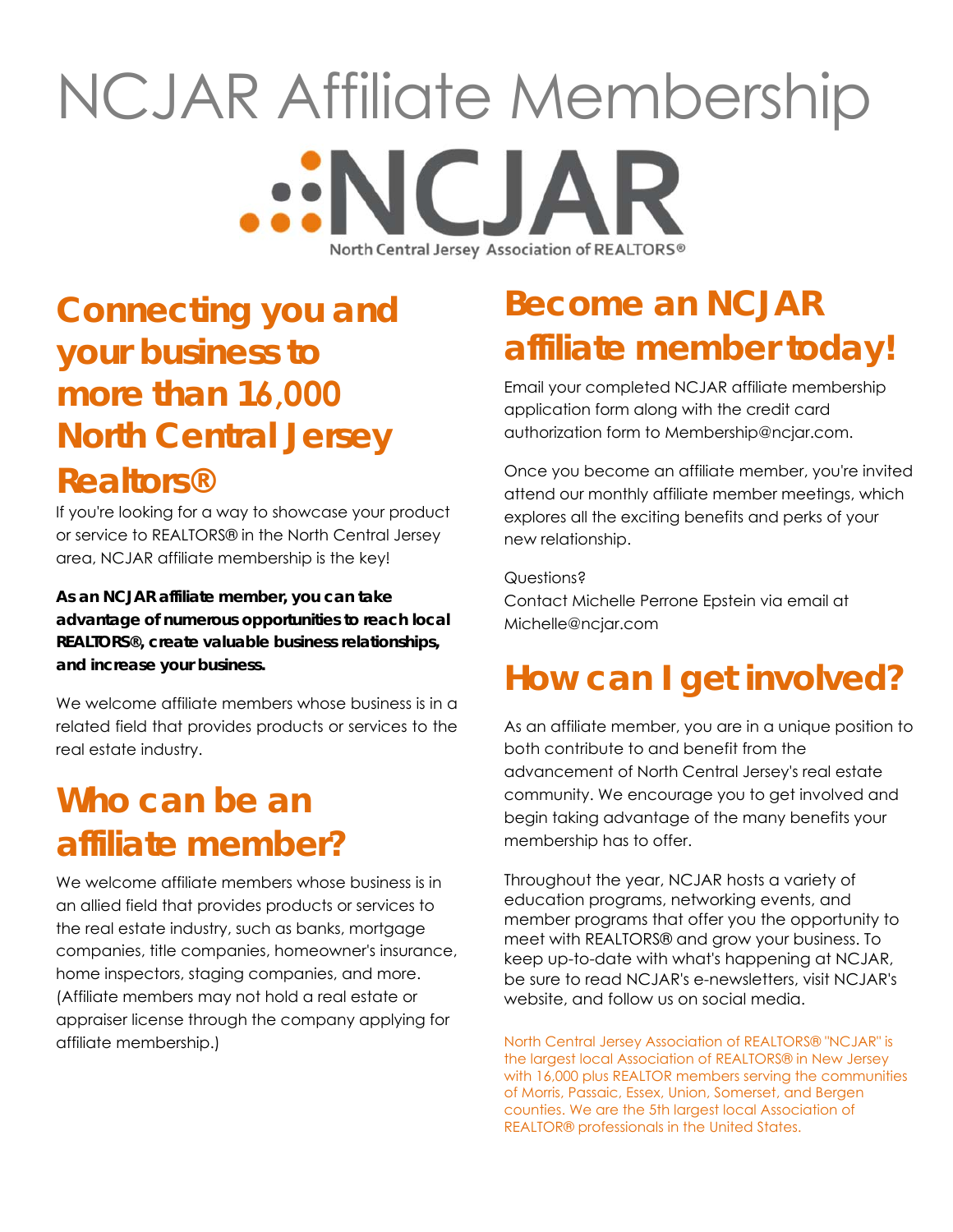# NCJAR Affiliate Membership

NCJAR

North Central Jersey Association of REALTORS®

## Connecting you and your business to more than 16,000 North Central Jersey Realtors®

If you're looking for a way to showcase your product or service to REALTORS® in the North Central Jersey area, NCJAR affiliate membership is the key!

**As an NCJAR affiliate member, you can take advantage of numerous opportunities to reach local REALTORS®, create valuable business relationships, and increase your business.**

We welcome affiliate members whose business is in a related field that provides products or services to the real estate industry.

## Who can be an affiliate member?

We welcome affiliate members whose business is in an allied field that provides products or services to the real estate industry, such as banks, mortgage companies, title companies, homeowner's insurance, home inspectors, staging companies, and more. (Affiliate members may not hold a real estate or appraiser license through the company applying for affiliate membership.)

## Become an NCJAR affiliate member today!

Email your completed NCJAR affiliate membership application form along with the credit card authorization form to Membership@ncjar.com.

Once you become an affiliate member, you're invited attend our monthly affiliate member meetings, which explores all the exciting benefits and perks of your new relationship.

Questions?
Contact Michelle Perrone Epstein via email at Michelle@ncjar.com

## How can I get involved?

As an affiliate member, you are in a unique position to both contribute to and benefit from the advancement of North Central Jersey's real estate community. We encourage you to get involved and begin taking advantage of the many benefits your membership has to offer.

Throughout the year, NCJAR hosts a variety of education programs, networking events, and member programs that offer you the opportunity to meet with REALTORS® and grow your business. To keep up-to-date with what's happening at NCJAR, be sure to read NCJAR's e-newsletters, visit NCJAR's website, and follow us on social media.

North Central Jersey Association of REALTORS® "NCJAR" is the largest local Association of REALTORS® in New Jersey with 16,000 plus REALTOR members serving the communities of Morris, Passaic, Essex, Union, Somerset, and Bergen counties. We are the 5th largest local Association of REALTOR® professionals in the United States.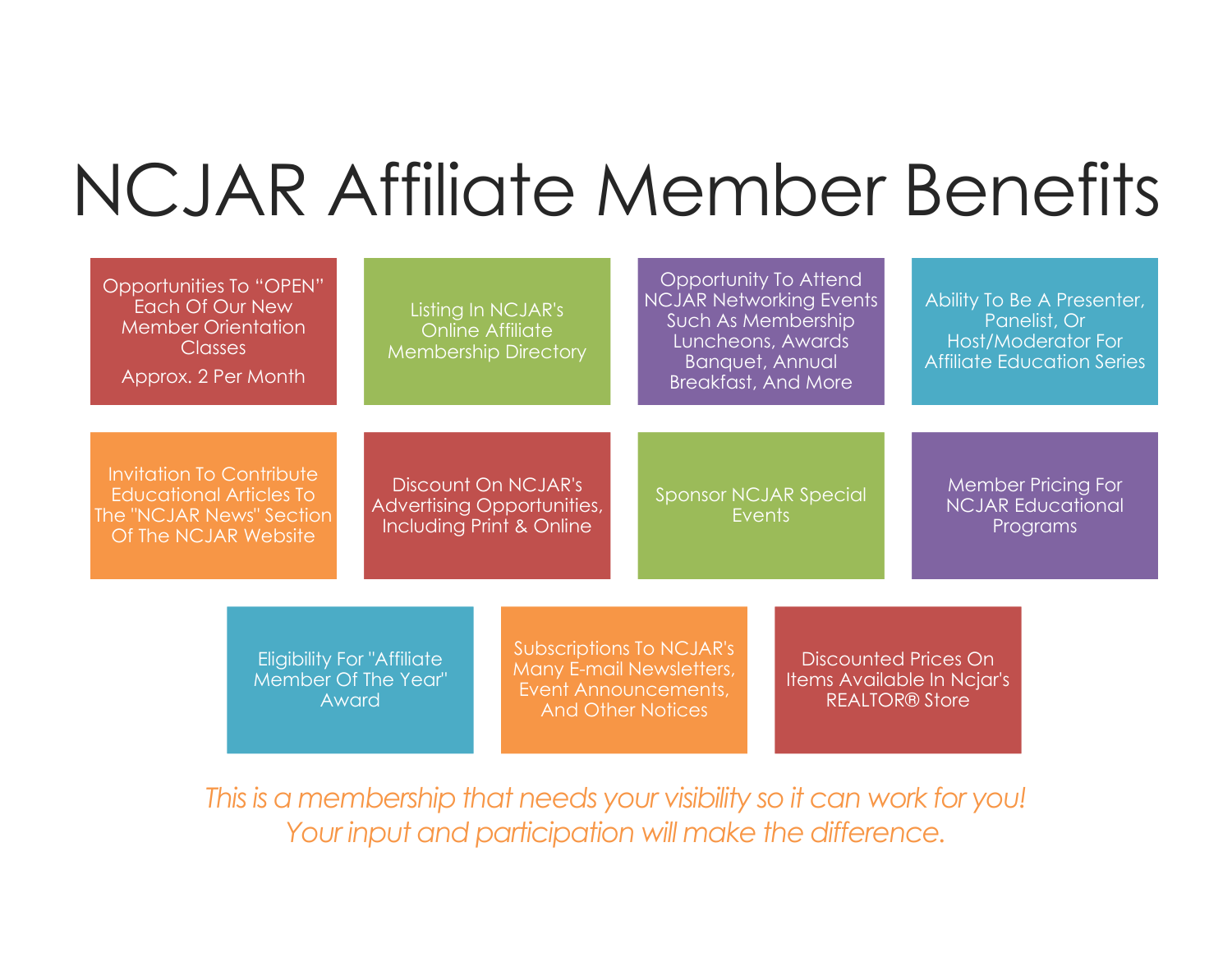# NCJAR Affiliate Member Benefits

- Opportunities To "OPEN" Each Of Our New Member Orientation Classes

  Approx. 2 Per Month
- Listing In NCJAR's Online Affiliate Membership Directory
- Opportunity To Attend NCJAR Networking Events Such As Membership Luncheons, Awards Banquet, Annual Breakfast, And More
- Ability To Be A Presenter, Panelist, Or Host/Moderator For Affiliate Education Series
- Invitation To Contribute Educational Articles To The "NCJAR News" Section Of The NCJAR Website
- Discount On NCJAR's Advertising Opportunities, Including Print & Online
- Sponsor NCJAR Special Events
- Member Pricing For NCJAR Educational Programs
- Eligibility For "Affiliate Member Of The Year" Award
- Subscriptions To NCJAR's Many E-mail Newsletters, Event Announcements, And Other Notices
- Discounted Prices On Items Available In Ncjar's REALTOR® Store

*This is a membership that needs your visibility so it can work for you!*
*Your input and participation will make the difference.*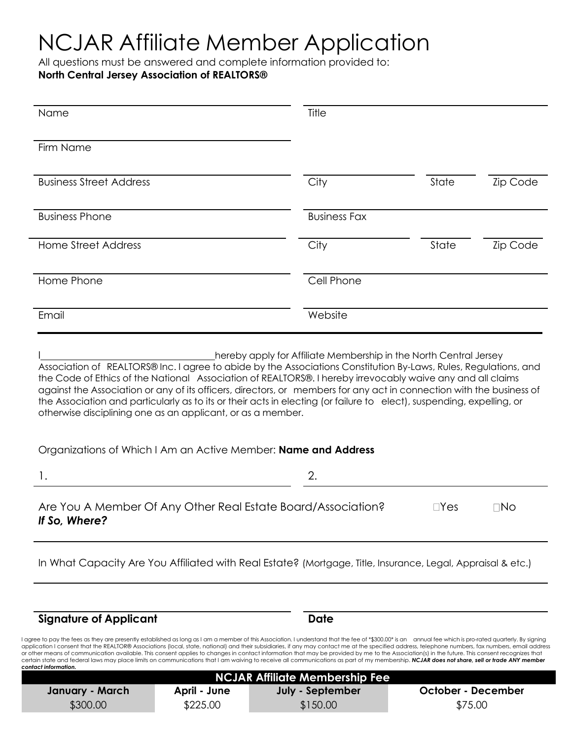# NCJAR Affiliate Member Application

All questions must be answered and complete information provided to:
**North Central Jersey Association of REALTORS®**

| | | | |
|---|---|---|---|
| Name | Title | | |
| Firm Name | | | |
| Business Street Address | City | State | Zip Code |
| Business Phone | Business Fax | | |
| Home Street Address | City | State | Zip Code |
| Home Phone | Cell Phone | | |
| Email | Website | | |

I ______________________ hereby apply for Affiliate Membership in the North Central Jersey Association of REALTORS® Inc. I agree to abide by the Associations Constitution By-Laws, Rules, Regulations, and the Code of Ethics of the National Association of REALTORS®. I hereby irrevocably waive any and all claims against the Association or any of its officers, directors, or members for any act in connection with the business of the Association and particularly as to its or their acts in electing (or failure to elect), suspending, expelling, or otherwise disciplining one as an applicant, or as a member.

Organizations of Which I Am an Active Member: **Name and Address**

1. ______________________ 2. ______________________

Are You A Member Of Any Other Real Estate Board/Association? ☐Yes ☐No
***If So, Where?***

In What Capacity Are You Affiliated with Real Estate? (Mortgage, Title, Insurance, Legal, Appraisal & etc.)

**Signature of Applicant** **Date**

I agree to pay the fees as they are presently established as long as I am a member of this Association. I understand that the fee of *$300.00* is an annual fee which is pro-rated quarterly. By signing application I consent that the REALTOR® Associations (local, state, national) and their subsidiaries, if any may contact me at the specified address, telephone numbers, fax numbers, email address or other means of communication available. This consent applies to changes in contact information that may be provided by me to the Association(s) in the future. This consent recognizes that certain state and federal laws may place limits on communications that I am waiving to receive all communications as part of my membership. ***NCJAR does not share, sell or trade ANY member contact information.***

| NCJAR Affiliate Membership Fee | | | |
|---|---|---|---|
| **January - March** | **April - June** | **July - September** | **October - December** |
| $300.00 | $225.00 | $150.00 | $75.00 |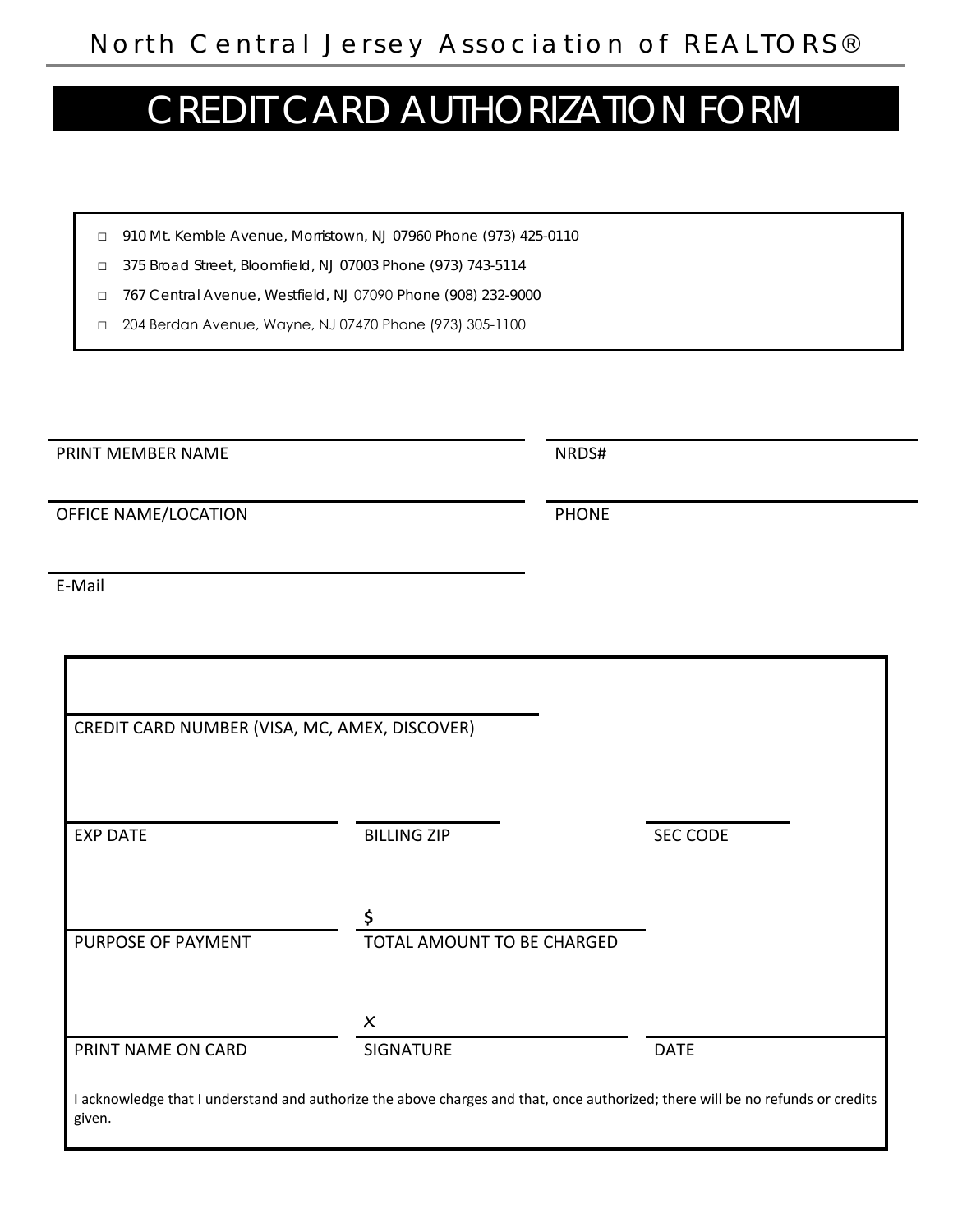North Central Jersey Association of REALTORS®

# CREDIT CARD AUTHORIZATION FORM

- □ 910 Mt. Kemble Avenue, Morristown, NJ 07960 Phone (973) 425-0110
- □ 375 Broad Street, Bloomfield, NJ 07003 Phone (973) 743-5114
- □ 767 Central Avenue, Westfield, NJ 07090 Phone (908) 232-9000
- □ 204 Berdan Avenue, Wayne, NJ 07470 Phone (973) 305-1100

PRINT MEMBER NAME

NRDS#

OFFICE NAME/LOCATION

PHONE

E-Mail

CREDIT CARD NUMBER (VISA, MC, AMEX, DISCOVER)

EXP DATE

BILLING ZIP

SEC CODE

PURPOSE OF PAYMENT

$

TOTAL AMOUNT TO BE CHARGED

PRINT NAME ON CARD

X

SIGNATURE

DATE

I acknowledge that I understand and authorize the above charges and that, once authorized; there will be no refunds or credits given.